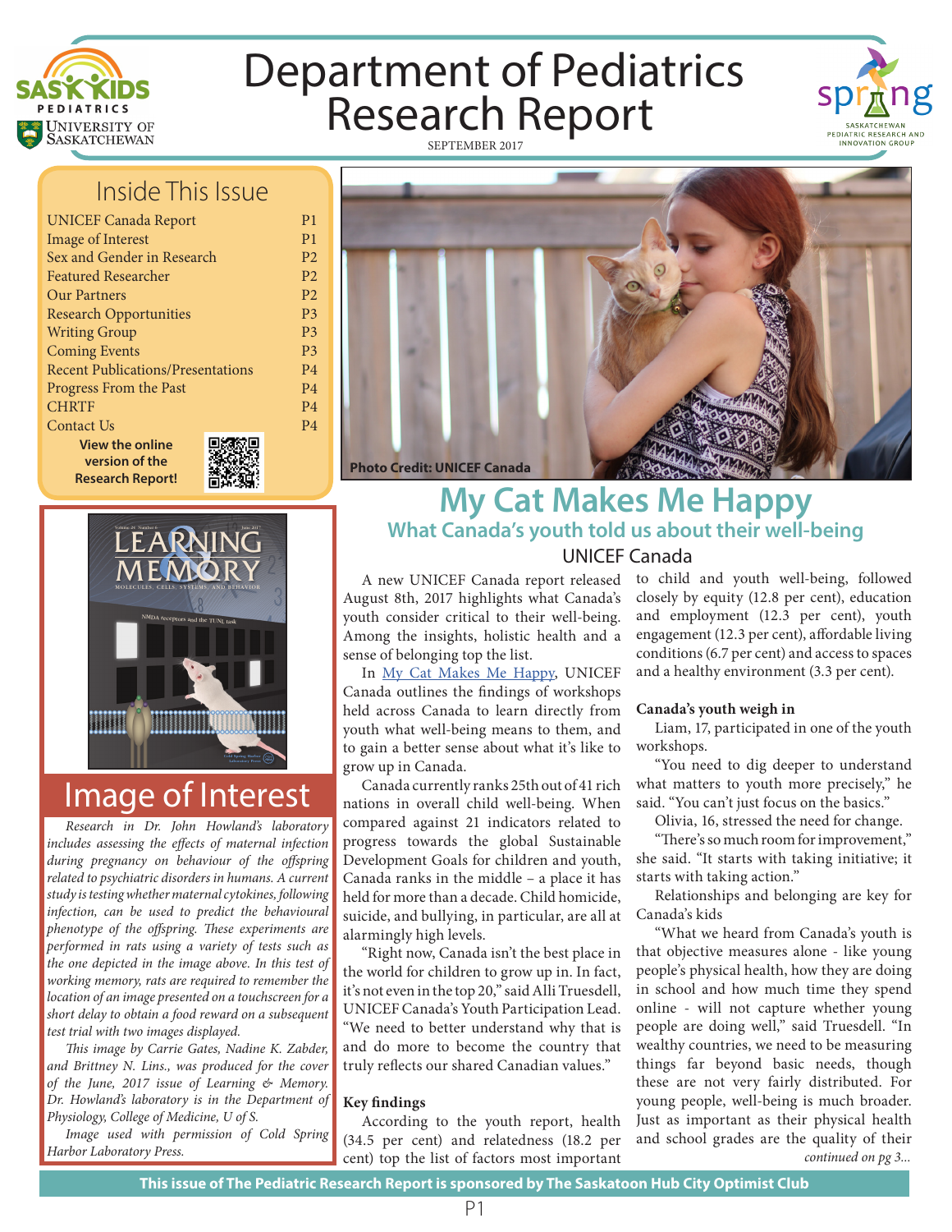# Department of Pediatrics Research Report

SEPTEMBER 2017

## Inside This Issue

| | |
|---|---|
| UNICEF Canada Report | P1 |
| Image of Interest | P1 |
| Sex and Gender in Research | P2 |
| Featured Researcher | P2 |
| Our Partners | P2 |
| Research Opportunities | P3 |
| Writing Group | P3 |
| Coming Events | P3 |
| Recent Publications/Presentations | P4 |
| Progress From the Past | P4 |
| CHRTF | P4 |
| Contact Us | P4 |

**View the online version of the Research Report!**

Photo Credit: UNICEF Canada

# My Cat Makes Me Happy

## What Canada's youth told us about their well-being

### UNICEF Canada

A new UNICEF Canada report released August 8th, 2017 highlights what Canada's youth consider critical to their well-being. Among the insights, holistic health and a sense of belonging top the list.

In [My Cat Makes Me Happy](), UNICEF Canada outlines the findings of workshops held across Canada to learn directly from youth what well-being means to them, and to gain a better sense about what it's like to grow up in Canada.

Canada currently ranks 25th out of 41 rich nations in overall child well-being. When compared against 21 indicators related to progress towards the global Sustainable Development Goals for children and youth, Canada ranks in the middle – a place it has held for more than a decade. Child homicide, suicide, and bullying, in particular, are all at alarmingly high levels.

"Right now, Canada isn't the best place in the world for children to grow up in. In fact, it's not even in the top 20," said Alli Truesdell, UNICEF Canada's Youth Participation Lead. "We need to better understand why that is and do more to become the country that truly reflects our shared Canadian values."

**Key findings**

According to the youth report, health (34.5 per cent) and relatedness (18.2 per cent) top the list of factors most important to child and youth well-being, followed closely by equity (12.8 per cent), education and employment (12.3 per cent), youth engagement (12.3 per cent), affordable living conditions (6.7 per cent) and access to spaces and a healthy environment (3.3 per cent).

**Canada's youth weigh in**

Liam, 17, participated in one of the youth workshops.

"You need to dig deeper to understand what matters to youth more precisely," he said. "You can't just focus on the basics."

Olivia, 16, stressed the need for change.

"There's so much room for improvement," she said. "It starts with taking initiative; it starts with taking action."

Relationships and belonging are key for Canada's kids

"What we heard from Canada's youth is that objective measures alone - like young people's physical health, how they are doing in school and how much time they spend online - will not capture whether young people are doing well," said Truesdell. "In wealthy countries, we need to be measuring things far beyond basic needs, though these are not very fairly distributed. For young people, well-being is much broader. Just as important as their physical health and school grades are the quality of their

*continued on pg 3...*

## Image of Interest

*Research in Dr. John Howland's laboratory includes assessing the effects of maternal infection during pregnancy on behaviour of the offspring related to psychiatric disorders in humans. A current study is testing whether maternal cytokines, following infection, can be used to predict the behavioural phenotype of the offspring. These experiments are performed in rats using a variety of tests such as the one depicted in the image above. In this test of working memory, rats are required to remember the location of an image presented on a touchscreen for a short delay to obtain a food reward on a subsequent test trial with two images displayed.*

*This image by Carrie Gates, Nadine K. Zabder, and Brittney N. Lins., was produced for the cover of the June, 2017 issue of Learning & Memory. Dr. Howland's laboratory is in the Department of Physiology, College of Medicine, U of S.*

*Image used with permission of Cold Spring Harbor Laboratory Press.*

**This issue of The Pediatric Research Report is sponsored by The Saskatoon Hub City Optimist Club**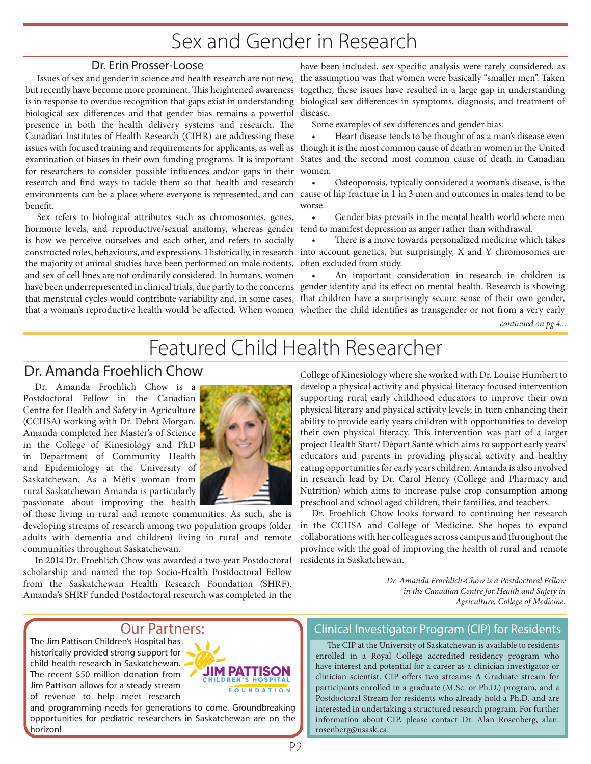# Sex and Gender in Research

## Dr. Erin Prosser-Loose

Issues of sex and gender in science and health research are not new, but recently have become more prominent. This heightened awareness is in response to overdue recognition that gaps exist in understanding biological sex differences and that gender bias remains a powerful presence in both the health delivery systems and research. The Canadian Institutes of Health Research (CIHR) are addressing these issues with focused training and requirements for applicants, as well as examination of biases in their own funding programs. It is important for researchers to consider possible influences and/or gaps in their research and find ways to tackle them so that health and research environments can be a place where everyone is represented, and can benefit.

Sex refers to biological attributes such as chromosomes, genes, hormone levels, and reproductive/sexual anatomy, whereas gender is how we perceive ourselves and each other, and refers to socially constructed roles, behaviours, and expressions. Historically, in research the majority of animal studies have been performed on male rodents, and sex of cell lines are not ordinarily considered. In humans, women have been underrepresented in clinical trials, due partly to the concerns that menstrual cycles would contribute variability and, in some cases, that a woman's reproductive health would be affected. When women have been included, sex-specific analysis were rarely considered, as the assumption was that women were basically "smaller men". Taken together, these issues have resulted in a large gap in understanding biological sex differences in symptoms, diagnosis, and treatment of disease.

Some examples of sex differences and gender bias:

- Heart disease tends to be thought of as a man's disease even though it is the most common cause of death in women in the United States and the second most common cause of death in Canadian women.
- Osteoporosis, typically considered a woman's disease, is the cause of hip fracture in 1 in 3 men and outcomes in males tend to be worse.
- Gender bias prevails in the mental health world where men tend to manifest depression as anger rather than withdrawal.
- There is a move towards personalized medicine which takes into account genetics, but surprisingly, X and Y chromosomes are often excluded from study.
- An important consideration in research in children is gender identity and its effect on mental health. Research is showing that children have a surprisingly secure sense of their own gender, whether the child identifies as transgender or not from a very early

*continued on pg 4...*

# Featured Child Health Researcher

## Dr. Amanda Froehlich Chow

Dr. Amanda Froehlich Chow is a Postdoctoral Fellow in the Canadian Centre for Health and Safety in Agriculture (CCHSA) working with Dr. Debra Morgan. Amanda completed her Master's of Science in the College of Kinesiology and PhD in Department of Community Health and Epidemiology at the University of Saskatchewan. As a Métis woman from rural Saskatchewan Amanda is particularly passionate about improving the health of those living in rural and remote communities. As such, she is developing streams of research among two population groups (older adults with dementia and children) living in rural and remote communities throughout Saskatchewan.

In 2014 Dr. Froehlich Chow was awarded a two-year Postdoctoral scholarship and named the top Socio-Health Postdoctoral Fellow from the Saskatchewan Health Research Foundation (SHRF). Amanda's SHRF funded Postdoctoral research was completed in the College of Kinesiology where she worked with Dr. Louise Humbert to develop a physical activity and physical literacy focused intervention supporting rural early childhood educators to improve their own physical literary and physical activity levels; in turn enhancing their ability to provide early years children with opportunities to develop their own physical literacy. This intervention was part of a larger project Health Start/ Départ Santé which aims to support early years' educators and parents in providing physical activity and healthy eating opportunities for early years children. Amanda is also involved in research lead by Dr. Carol Henry (College and Pharmacy and Nutrition) which aims to increase pulse crop consumption among preschool and school aged children, their families, and teachers.

Dr. Froehlich Chow looks forward to continuing her research in the CCHSA and College of Medicine. She hopes to expand collaborations with her colleagues across campus and throughout the province with the goal of improving the health of rural and remote residents in Saskatchewan.

*Dr. Amanda Froehlich-Chow is a Postdoctoral Fellow in the Canadian Centre for Health and Safety in Agriculture, College of Medicine.*

## Our Partners:

The Jim Pattison Children's Hospital has historically provided strong support for child health research in Saskatchewan. The recent $50 million donation from Jim Pattison allows for a steady stream of revenue to help meet research and programming needs for generations to come. Groundbreaking opportunities for pediatric researchers in Saskatchewan are on the horizon!

JIM PATTISON CHILDREN'S HOSPITAL FOUNDATION

## Clinical Investigator Program (CIP) for Residents

The CIP at the University of Saskatchewan is available to residents enrolled in a Royal College accredited residency program who have interest and potential for a career as a clinician investigator or clinician scientist. CIP offers two streams: A Graduate stream for participants enrolled in a graduate (M.Sc. or Ph.D.) program, and a Postdoctoral Stream for residents who already hold a Ph.D. and are interested in undertaking a structured research program. For further information about CIP, please contact Dr. Alan Rosenberg, alan.rosenberg@usask.ca.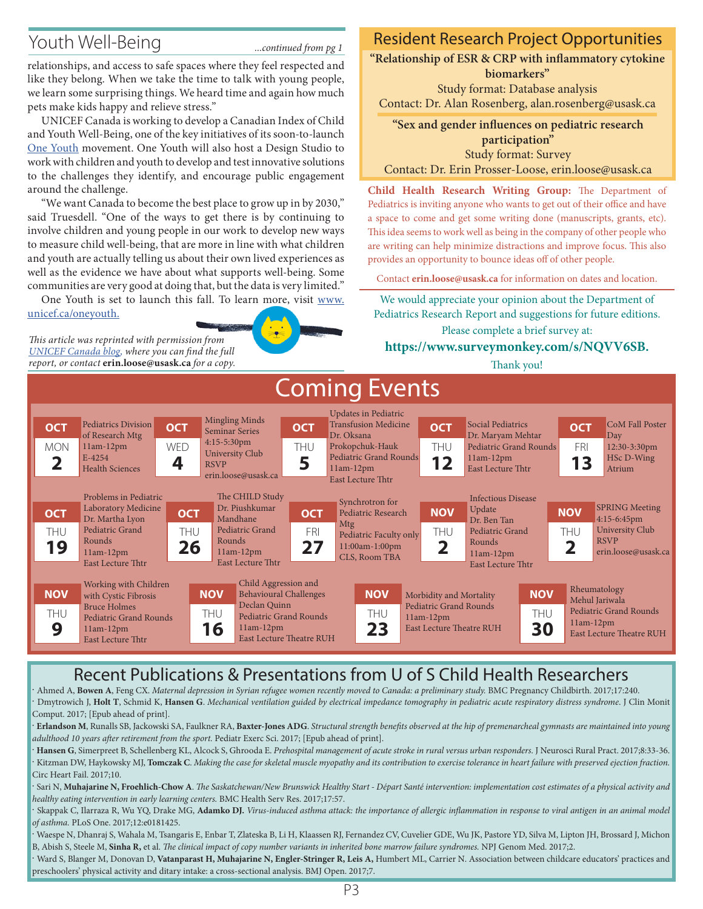## Youth Well-Being

*...continued from pg 1*

relationships, and access to safe spaces where they feel respected and like they belong. When we take the time to talk with young people, we learn some surprising things. We heard time and again how much pets make kids happy and relieve stress."

UNICEF Canada is working to develop a Canadian Index of Child and Youth Well-Being, one of the key initiatives of its soon-to-launch One Youth movement. One Youth will also host a Design Studio to work with children and youth to develop and test innovative solutions to the challenges they identify, and encourage public engagement around the challenge.

"We want Canada to become the best place to grow up in by 2030," said Truesdell. "One of the ways to get there is by continuing to involve children and young people in our work to develop new ways to measure child well-being, that are more in line with what children and youth are actually telling us about their own lived experiences as well as the evidence we have about what supports well-being. Some communities are very good at doing that, but the data is very limited."

One Youth is set to launch this fall. To learn more, visit www.unicef.ca/oneyouth.

*This article was reprinted with permission from UNICEF Canada blog, where you can find the full report, or contact* **erin.loose@usask.ca** *for a copy.*

## Resident Research Project Opportunities

**"Relationship of ESR & CRP with inflammatory cytokine biomarkers"**
Study format: Database analysis
Contact: Dr. Alan Rosenberg, alan.rosenberg@usask.ca

**"Sex and gender influences on pediatric research participation"**
Study format: Survey
Contact: Dr. Erin Prosser-Loose, erin.loose@usask.ca

**Child Health Research Writing Group:** The Department of Pediatrics is inviting anyone who wants to get out of their office and have a space to come and get some writing done (manuscripts, grants, etc). This idea seems to work well as being in the company of other people who are writing can help minimize distractions and improve focus. This also provides an opportunity to bounce ideas off of other people.

Contact **erin.loose@usask.ca** for information on dates and location.

We would appreciate your opinion about the Department of Pediatrics Research Report and suggestions for future editions.

Please complete a brief survey at:

**https://www.surveymonkey.com/s/NQVV6SB.**

Thank you!

## Coming Events

| Date | Event |
|---|---|
| OCT MON 2 | Pediatrics Division of Research Mtg, 11am-12pm, E-4254 Health Sciences |
| OCT WED 4 | Mingling Minds Seminar Series, 4:15-5:30pm, University Club, RSVP erin.loose@usask.ca |
| OCT THU 5 | Updates in Pediatric Transfusion Medicine, Dr. Oksana Prokopchuk-Hauk, Pediatric Grand Rounds, 11am-12pm, East Lecture Thtr |
| OCT THU 12 | Social Pediatrics, Dr. Maryam Mehtar, Pediatric Grand Rounds, 11am-12pm, East Lecture Thtr |
| OCT FRI 13 | CoM Fall Poster Day, 12:30-3:30pm, HSc D-Wing Atrium |
| OCT THU 19 | Problems in Pediatric Laboratory Medicine, Dr. Martha Lyon, Pediatric Grand Rounds, 11am-12pm, East Lecture Thtr |
| OCT THU 26 | The CHILD Study, Dr. Piushkumar Mandhane, Pediatric Grand Rounds, 11am-12pm, East Lecture Thtr |
| OCT FRI 27 | Synchrotron for Pediatric Research Mtg, Pediatric Faculty only, 11:00am-1:00pm, CLS, Room TBA |
| NOV THU 2 | Infectious Disease Update, Dr. Ben Tan, Pediatric Grand Rounds, 11am-12pm, East Lecture Thtr |
| NOV THU 2 | SPRING Meeting, 4:15-6:45pm, University Club, RSVP erin.loose@usask.ca |
| NOV THU 9 | Working with Children with Cystic Fibrosis, Bruce Holmes, Pediatric Grand Rounds, 11am-12pm, East Lecture Thtr |
| NOV THU 16 | Child Aggression and Behavioural Challenges, Declan Quinn, Pediatric Grand Rounds, 11am-12pm, East Lecture Theatre RUH |
| NOV THU 23 | Morbidity and Mortality, Pediatric Grand Rounds, 11am-12pm, East Lecture Theatre RUH |
| NOV THU 30 | Rheumatology, Mehul Jariwala, Pediatric Grand Rounds, 11am-12pm, East Lecture Theatre RUH |

## Recent Publications & Presentations from U of S Child Health Researchers

- Ahmed A, **Bowen A**, Feng CX. *Maternal depression in Syrian refugee women recently moved to Canada: a preliminary study.* BMC Pregnancy Childbirth. 2017;17:240.
- Dmytrowich J, **Holt T**, Schmid K, **Hansen G**. *Mechanical ventilation guided by electrical impedance tomography in pediatric acute respiratory distress syndrome.* J Clin Monit Comput. 2017; [Epub ahead of print].
- **Erlandson M**, Runalls SB, Jackowski SA, Faulkner RA, **Baxter-Jones ADG**. *Structural strength benefits observed at the hip of premenarcheal gymnasts are maintained into young adulthood 10 years after retirement from the sport.* Pediatr Exerc Sci. 2017; [Epub ahead of print].
- **Hansen G**, Simerpreet B, Schellenberg KL, Alcock S, Ghrooda E. *Prehospital management of acute stroke in rural versus urban responders.* J Neurosci Rural Pract. 2017;8:33-36.
- Kitzman DW, Haykowsky MJ, **Tomczak C**. *Making the case for skeletal muscle myopathy and its contribution to exercise tolerance in heart failure with preserved ejection fraction.* Circ Heart Fail. 2017;10.
- Sari N, **Muhajarine N, Froehlich-Chow A**. *The Saskatchewan/New Brunswick Healthy Start - Départ Santé intervention: implementation cost estimates of a physical activity and healthy eating intervention in early learning centers.* BMC Health Serv Res. 2017;17:57.
- Skappak C, Ilarraza R, Wu YQ, Drake MG, **Adamko DJ.** *Virus-induced asthma attack: the importance of allergic inflammation in response to viral antigen in an animal model of asthma.* PLoS One. 2017;12:e0181425.
- Waespe N, Dhanraj S, Wahala M, Tsangaris E, Enbar T, Zlateska B, Li H, Klaassen RJ, Fernandez CV, Cuvelier GDE, Wu JK, Pastore YD, Silva M, Lipton JH, Brossard J, Michon B, Abish S, Steele M, **Sinha R,** et al. *The clinical impact of copy number variants in inherited bone marrow failure syndromes.* NPJ Genom Med. 2017;2.
- Ward S, Blanger M, Donovan D, **Vatanparast H, Muhajarine N, Engler-Stringer R, Leis A,** Humbert ML, Carrier N. Association between childcare educators' practices and preschoolers' physical activity and ditary intake: a cross-sectional analysis. BMJ Open. 2017;7.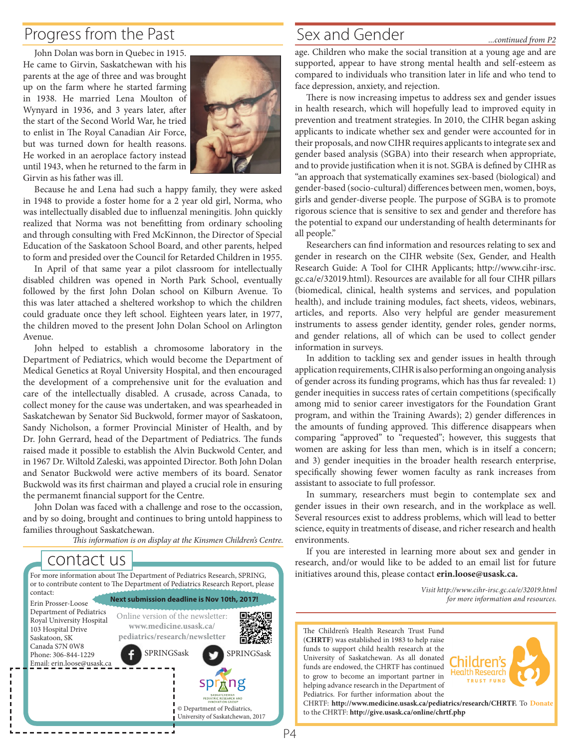## Progress from the Past

John Dolan was born in Quebec in 1915. He came to Girvin, Saskatchewan with his parents at the age of three and was brought up on the farm where he started farming in 1938. He married Lena Moulton of Wynyard in 1936, and 3 years later, after the start of the Second World War, he tried to enlist in The Royal Canadian Air Force, but was turned down for health reasons. He worked in an aeroplace factory instead until 1943, when he returned to the farm in Girvin as his father was ill.

Because he and Lena had such a happy family, they were asked in 1948 to provide a foster home for a 2 year old girl, Norma, who was intellectually disabled due to influenzal meningitis. John quickly realized that Norma was not benefitting from ordinary schooling and through consulting with Fred McKinnon, the Director of Special Education of the Saskatoon School Board, and other parents, helped to form and presided over the Council for Retarded Children in 1955.

In April of that same year a pilot classroom for intellectually disabled children was opened in North Park School, eventually followed by the first John Dolan school on Kilburn Avenue. To this was later attached a sheltered workshop to which the children could graduate once they left school. Eighteen years later, in 1977, the children moved to the present John Dolan School on Arlington Avenue.

John helped to establish a chromosome laboratory in the Department of Pediatrics, which would become the Department of Medical Genetics at Royal University Hospital, and then encouraged the development of a comprehensive unit for the evaluation and care of the intellectually disabled. A crusade, across Canada, to collect money for the cause was undertaken, and was spearheaded in Saskatchewan by Senator Sid Buckwold, former mayor of Saskatoon, Sandy Nicholson, a former Provincial Minister of Health, and by Dr. John Gerrard, head of the Department of Pediatrics. The funds raised made it possible to establish the Alvin Buckwold Center, and in 1967 Dr. Wiltold Zaleski, was appointed Director. Both John Dolan and Senator Buckwold were active members of its board. Senator Buckwold was its first chairman and played a crucial role in ensuring the permanemt financial support for the Centre.

John Dolan was faced with a challenge and rose to the occassion, and by so doing, brought and continues to bring untold happiness to families throughout Saskatchewan.

*This information is on display at the Kinsmen Children's Centre.*

## contact us

For more information about The Department of Pediatrics Research, SPRING, or to contribute content to The Department of Pediatrics Research Report, please contact:

**Next submission deadline is Nov 10th, 2017!**

Erin Prosser-Loose
Department of Pediatrics
Royal University Hospital
103 Hospital Drive
Saskatoon, SK
Canada S7N 0W8
Phone: 306-844-1229
Email: erin.loose@usask.ca

Online version of the newsletter: **www.medicine.usask.ca/pediatrics/research/newsletter**

SPRINGSask SPRINGSask

spring — Saskatchewan Pediatric Research and Innovation Group

© Department of Pediatrics, University of Saskatchewan, 2017

## Sex and Gender

*...continued from P2*

age. Children who make the social transition at a young age and are supported, appear to have strong mental health and self-esteem as compared to individuals who transition later in life and who tend to face depression, anxiety, and rejection.

There is now increasing impetus to address sex and gender issues in health research, which will hopefully lead to improved equity in prevention and treatment strategies. In 2010, the CIHR began asking applicants to indicate whether sex and gender were accounted for in their proposals, and now CIHR requires applicants to integrate sex and gender based analysis (SGBA) into their research when appropriate, and to provide justification when it is not. SGBA is defined by CIHR as "an approach that systematically examines sex-based (biological) and gender-based (socio-cultural) differences between men, women, boys, girls and gender-diverse people. The purpose of SGBA is to promote rigorous science that is sensitive to sex and gender and therefore has the potential to expand our understanding of health determinants for all people."

Researchers can find information and resources relating to sex and gender in research on the CIHR website (Sex, Gender, and Health Research Guide: A Tool for CIHR Applicants; http://www.cihr-irsc.gc.ca/e/32019.html). Resources are available for all four CIHR pillars (biomedical, clinical, health systems and services, and population health), and include training modules, fact sheets, videos, webinars, articles, and reports. Also very helpful are gender measurement instruments to assess gender identity, gender roles, gender norms, and gender relations, all of which can be used to collect gender information in surveys.

In addition to tackling sex and gender issues in health through application requirements, CIHR is also performing an ongoing analysis of gender across its funding programs, which has thus far revealed: 1) gender inequities in success rates of certain competitions (specifically among mid to senior career investigators for the Foundation Grant program, and within the Training Awards); 2) gender differences in the amounts of funding approved. This difference disappears when comparing "approved" to "requested"; however, this suggests that women are asking for less than men, which is in itself a concern; and 3) gender inequities in the broader health research enterprise, specifically showing fewer women faculty as rank increases from assistant to associate to full professor.

In summary, researchers must begin to contemplate sex and gender issues in their own research, and in the workplace as well. Several resources exist to address problems, which will lead to better science, equity in treatments of disease, and richer research and health environments.

If you are interested in learning more about sex and gender in research, and/or would like to be added to an email list for future initiatives around this, please contact **erin.loose@usask.ca.**

*Visit http://www.cihr-irsc.gc.ca/e/32019.html for more information and resources.*

The Children's Health Research Trust Fund (**CHRTF**) was established in 1983 to help raise funds to support child health research at the University of Saskatchewan. As all donated funds are endowed, the CHRTF has continued to grow to become an important partner in helping advance research in the Department of Pediatrics. For further information about the CHRTF: **http://www.medicine.usask.ca/pediatrics/research/CHRTF.** To **Donate** to the CHRTF: **http://give.usask.ca/online/chrtf.php**

Children's Health Research Trust Fund